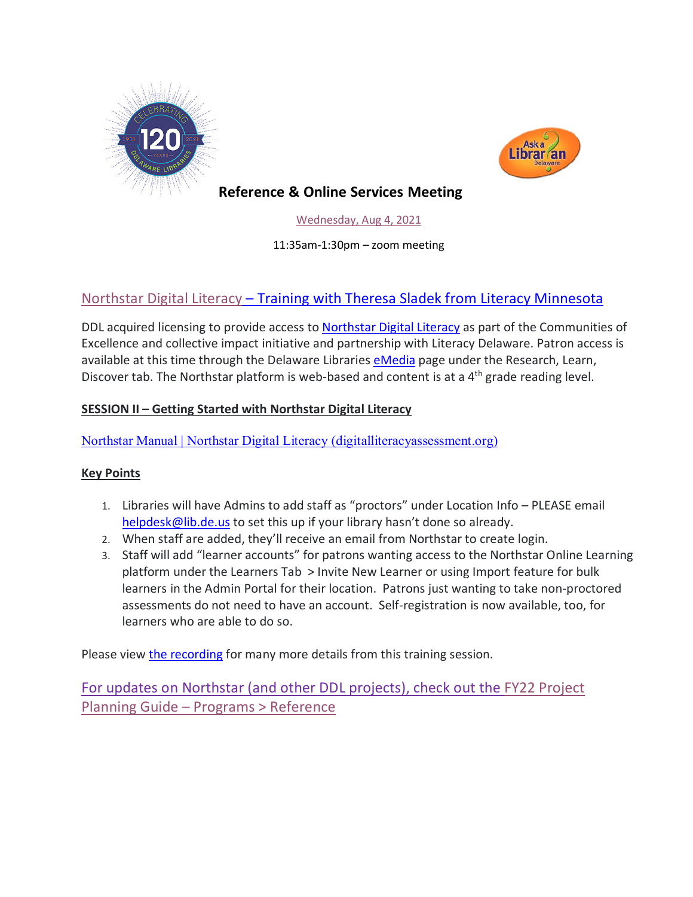# Reference & Online Services Meeting

Wednesday, Aug 4, 2021

11:35am-1:30pm – zoom meeting

## Northstar Digital Literacy – Training with Theresa Sladek from Literacy Minnesota

DDL acquired licensing to provide access to Northstar Digital Literacy as part of the Communities of Excellence and collective impact initiative and partnership with Literacy Delaware. Patron access is available at this time through the Delaware Libraries eMedia page under the Research, Learn, Discover tab. The Northstar platform is web-based and content is at a 4th grade reading level.

**SESSION II – Getting Started with Northstar Digital Literacy**

Northstar Manual | Northstar Digital Literacy (digitalliteracyassessment.org)

**Key Points**

1. Libraries will have Admins to add staff as "proctors" under Location Info – PLEASE email helpdesk@lib.de.us to set this up if your library hasn't done so already.
2. When staff are added, they'll receive an email from Northstar to create login.
3. Staff will add "learner accounts" for patrons wanting access to the Northstar Online Learning platform under the Learners Tab > Invite New Learner or using Import feature for bulk learners in the Admin Portal for their location. Patrons just wanting to take non-proctored assessments do not need to have an account. Self-registration is now available, too, for learners who are able to do so.

Please view the recording for many more details from this training session.

## For updates on Northstar (and other DDL projects), check out the FY22 Project Planning Guide – Programs > Reference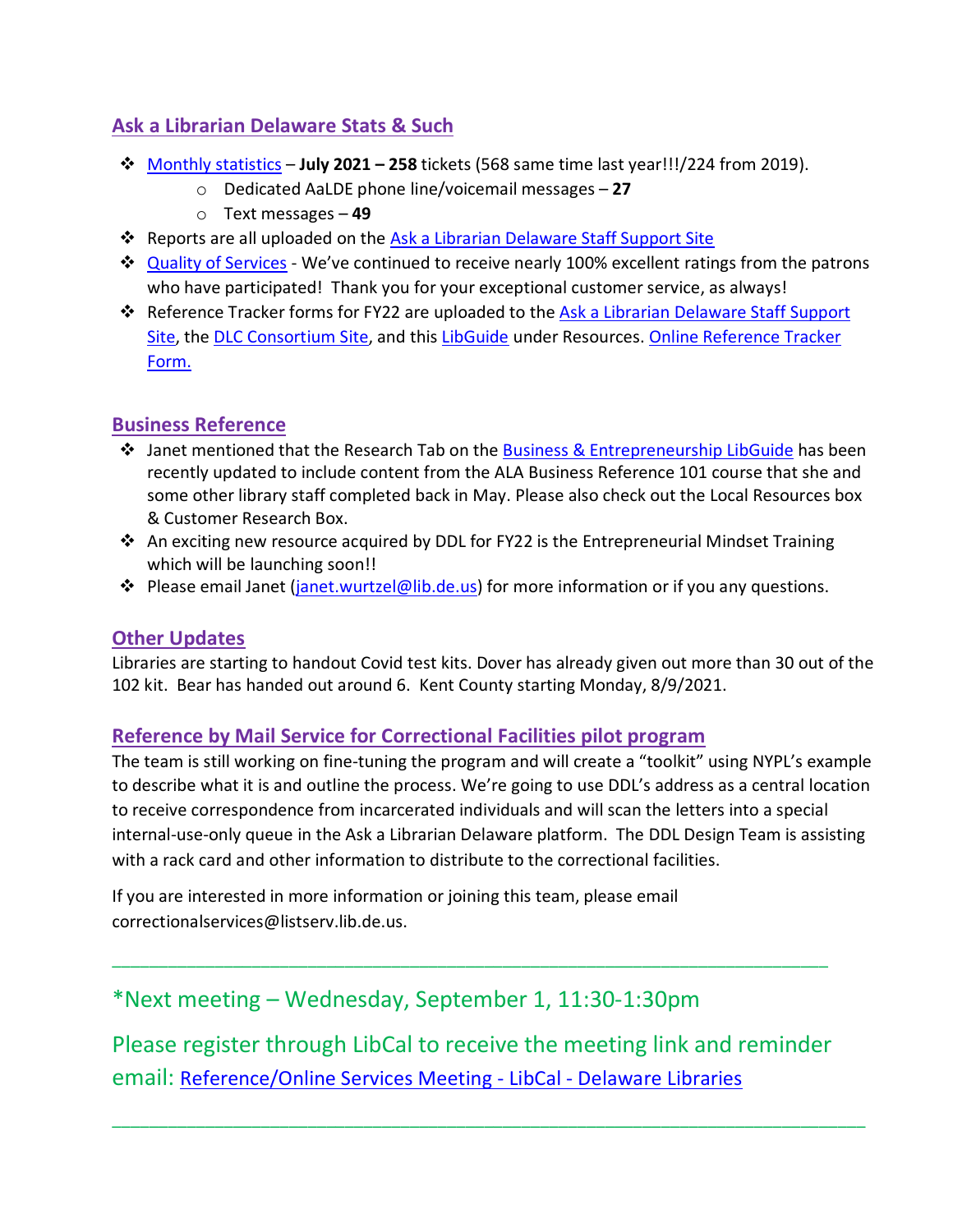## Ask a Librarian Delaware Stats & Such

- Monthly statistics – **July 2021 – 258** tickets (568 same time last year!!!/224 from 2019).
  - Dedicated AaLDE phone line/voicemail messages – **27**
  - Text messages – **49**
- Reports are all uploaded on the Ask a Librarian Delaware Staff Support Site
- Quality of Services - We've continued to receive nearly 100% excellent ratings from the patrons who have participated! Thank you for your exceptional customer service, as always!
- Reference Tracker forms for FY22 are uploaded to the Ask a Librarian Delaware Staff Support Site, the DLC Consortium Site, and this LibGuide under Resources. Online Reference Tracker Form.

## Business Reference

- Janet mentioned that the Research Tab on the Business & Entrepreneurship LibGuide has been recently updated to include content from the ALA Business Reference 101 course that she and some other library staff completed back in May. Please also check out the Local Resources box & Customer Research Box.
- An exciting new resource acquired by DDL for FY22 is the Entrepreneurial Mindset Training which will be launching soon!!
- Please email Janet (janet.wurtzel@lib.de.us) for more information or if you any questions.

## Other Updates

Libraries are starting to handout Covid test kits. Dover has already given out more than 30 out of the 102 kit. Bear has handed out around 6. Kent County starting Monday, 8/9/2021.

## Reference by Mail Service for Correctional Facilities pilot program

The team is still working on fine-tuning the program and will create a "toolkit" using NYPL's example to describe what it is and outline the process. We're going to use DDL's address as a central location to receive correspondence from incarcerated individuals and will scan the letters into a special internal-use-only queue in the Ask a Librarian Delaware platform. The DDL Design Team is assisting with a rack card and other information to distribute to the correctional facilities.

If you are interested in more information or joining this team, please email correctionalservices@listserv.lib.de.us.

---

*Next meeting – Wednesday, September 1, 11:30-1:30pm

Please register through LibCal to receive the meeting link and reminder email: Reference/Online Services Meeting - LibCal - Delaware Libraries

---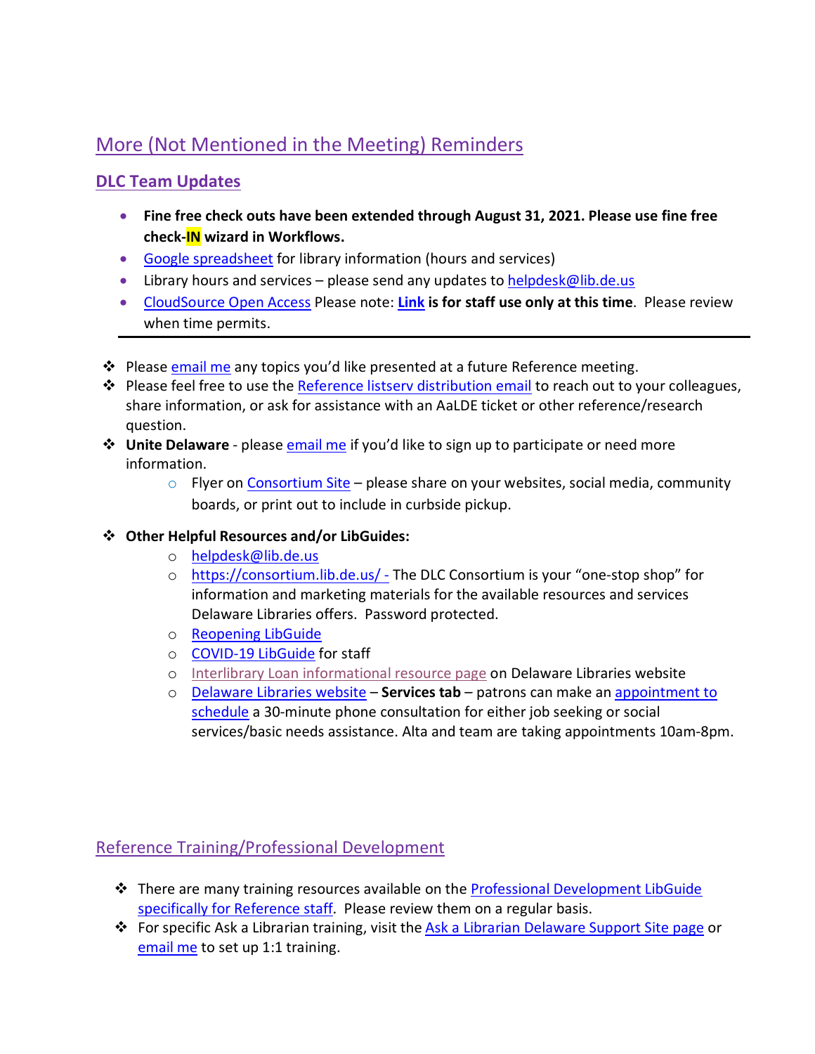## More (Not Mentioned in the Meeting) Reminders

### DLC Team Updates

- **Fine free check outs have been extended through August 31, 2021. Please use fine free check-IN wizard in Workflows.**
- Google spreadsheet for library information (hours and services)
- Library hours and services – please send any updates to helpdesk@lib.de.us
- CloudSource Open Access Please note: **Link is for staff use only at this time**. Please review when time permits.

---

- Please email me any topics you'd like presented at a future Reference meeting.
- Please feel free to use the Reference listserv distribution email to reach out to your colleagues, share information, or ask for assistance with an AaLDE ticket or other reference/research question.
- **Unite Delaware** - please email me if you'd like to sign up to participate or need more information.
  - Flyer on Consortium Site – please share on your websites, social media, community boards, or print out to include in curbside pickup.
- **Other Helpful Resources and/or LibGuides:**
  - helpdesk@lib.de.us
  - https://consortium.lib.de.us/ - The DLC Consortium is your "one-stop shop" for information and marketing materials for the available resources and services Delaware Libraries offers. Password protected.
  - Reopening LibGuide
  - COVID-19 LibGuide for staff
  - Interlibrary Loan informational resource page on Delaware Libraries website
  - Delaware Libraries website – **Services tab** – patrons can make an appointment to schedule a 30-minute phone consultation for either job seeking or social services/basic needs assistance. Alta and team are taking appointments 10am-8pm.

## Reference Training/Professional Development

- There are many training resources available on the Professional Development LibGuide specifically for Reference staff. Please review them on a regular basis.
- For specific Ask a Librarian training, visit the Ask a Librarian Delaware Support Site page or email me to set up 1:1 training.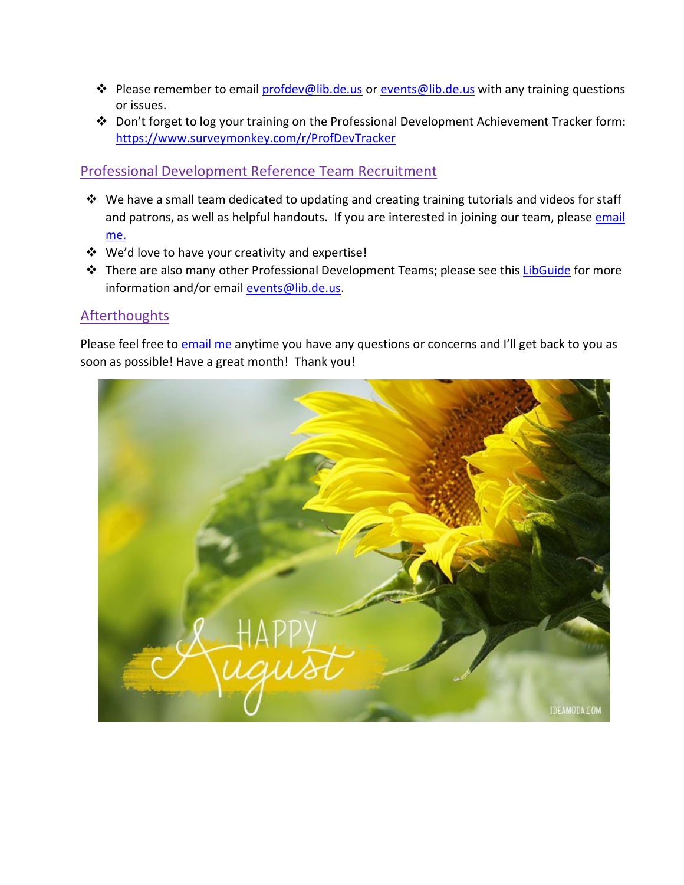- Please remember to email profdev@lib.de.us or events@lib.de.us with any training questions or issues.
- Don't forget to log your training on the Professional Development Achievement Tracker form: https://www.surveymonkey.com/r/ProfDevTracker

## Professional Development Reference Team Recruitment

- We have a small team dedicated to updating and creating training tutorials and videos for staff and patrons, as well as helpful handouts. If you are interested in joining our team, please email me.
- We'd love to have your creativity and expertise!
- There are also many other Professional Development Teams; please see this LibGuide for more information and/or email events@lib.de.us.

## Afterthoughts

Please feel free to email me anytime you have any questions or concerns and I'll get back to you as soon as possible! Have a great month! Thank you!